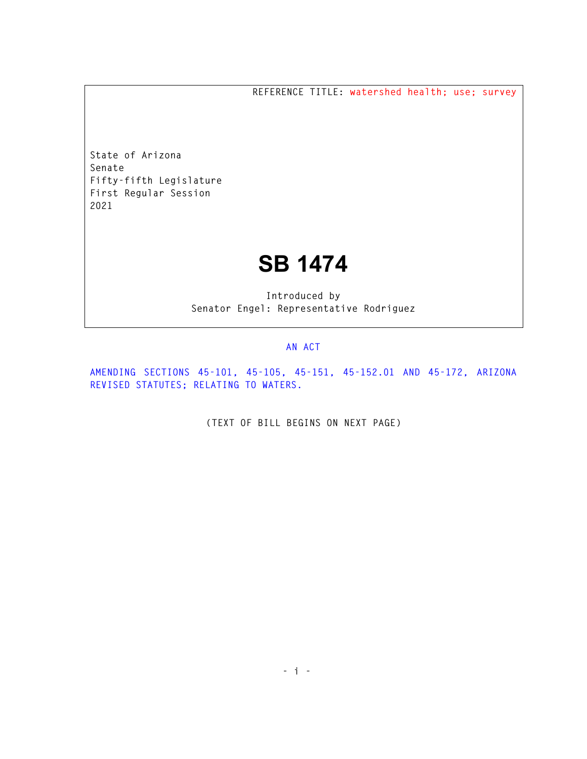REFERENCE TITLE: watershed health; use; survey

State of Arizona
Senate
Fifty-fifth Legislature
First Regular Session
2021

# SB 1474

Introduced by
Senator Engel: Representative Rodriguez

AN ACT

AMENDING SECTIONS 45-101, 45-105, 45-151, 45-152.01 AND 45-172, ARIZONA REVISED STATUTES; RELATING TO WATERS.

(TEXT OF BILL BEGINS ON NEXT PAGE)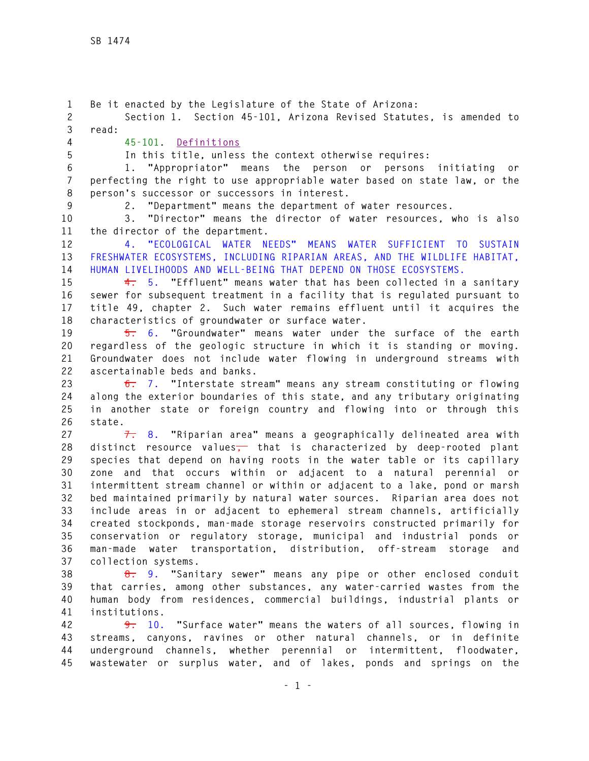Be it enacted by the Legislature of the State of Arizona:

Section 1. Section 45-101, Arizona Revised Statutes, is amended to read:

45-101. Definitions

In this title, unless the context otherwise requires:

1. "Appropriator" means the person or persons initiating or perfecting the right to use appropriable water based on state law, or the person's successor or successors in interest.

2. "Department" means the department of water resources.

3. "Director" means the director of water resources, who is also the director of the department.

4. "ECOLOGICAL WATER NEEDS" MEANS WATER SUFFICIENT TO SUSTAIN FRESHWATER ECOSYSTEMS, INCLUDING RIPARIAN AREAS, AND THE WILDLIFE HABITAT, HUMAN LIVELIHOODS AND WELL-BEING THAT DEPEND ON THOSE ECOSYSTEMS.

~~4.~~ 5. "Effluent" means water that has been collected in a sanitary sewer for subsequent treatment in a facility that is regulated pursuant to title 49, chapter 2. Such water remains effluent until it acquires the characteristics of groundwater or surface water.

~~5.~~ 6. "Groundwater" means water under the surface of the earth regardless of the geologic structure in which it is standing or moving. Groundwater does not include water flowing in underground streams with ascertainable beds and banks.

~~6.~~ 7. "Interstate stream" means any stream constituting or flowing along the exterior boundaries of this state, and any tributary originating in another state or foreign country and flowing into or through this state.

~~7.~~ 8. "Riparian area" means a geographically delineated area with distinct resource values~~,~~ that is characterized by deep-rooted plant species that depend on having roots in the water table or its capillary zone and that occurs within or adjacent to a natural perennial or intermittent stream channel or within or adjacent to a lake, pond or marsh bed maintained primarily by natural water sources. Riparian area does not include areas in or adjacent to ephemeral stream channels, artificially created stockponds, man-made storage reservoirs constructed primarily for conservation or regulatory storage, municipal and industrial ponds or man-made water transportation, distribution, off-stream storage and collection systems.

~~8.~~ 9. "Sanitary sewer" means any pipe or other enclosed conduit that carries, among other substances, any water-carried wastes from the human body from residences, commercial buildings, industrial plants or institutions.

~~9.~~ 10. "Surface water" means the waters of all sources, flowing in streams, canyons, ravines or other natural channels, or in definite underground channels, whether perennial or intermittent, floodwater, wastewater or surplus water, and of lakes, ponds and springs on the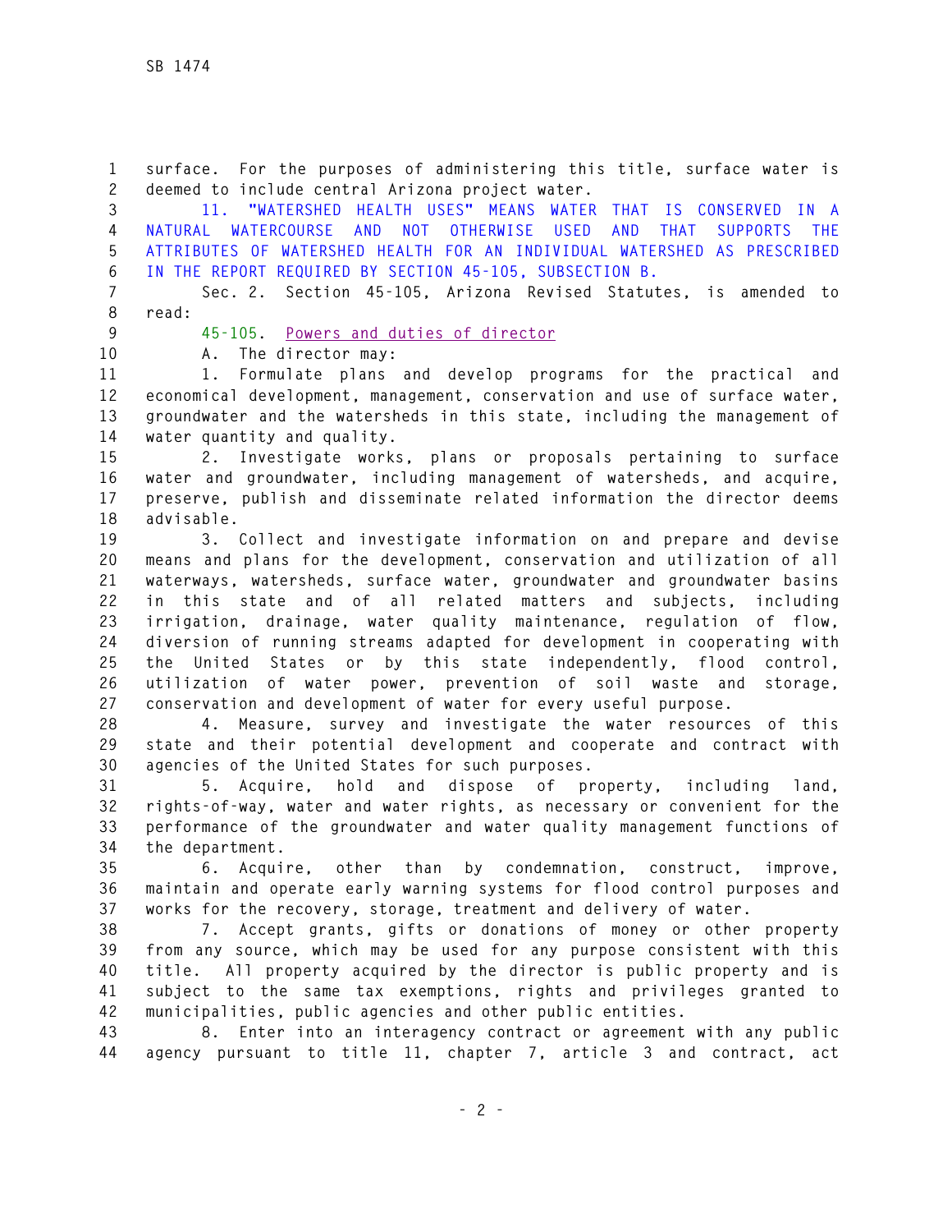surface. For the purposes of administering this title, surface water is deemed to include central Arizona project water.

11. "WATERSHED HEALTH USES" MEANS WATER THAT IS CONSERVED IN A NATURAL WATERCOURSE AND NOT OTHERWISE USED AND THAT SUPPORTS THE ATTRIBUTES OF WATERSHED HEALTH FOR AN INDIVIDUAL WATERSHED AS PRESCRIBED IN THE REPORT REQUIRED BY SECTION 45-105, SUBSECTION B.

Sec. 2. Section 45-105, Arizona Revised Statutes, is amended to read:

45-105. Powers and duties of director

A. The director may:

1. Formulate plans and develop programs for the practical and economical development, management, conservation and use of surface water, groundwater and the watersheds in this state, including the management of water quantity and quality.

2. Investigate works, plans or proposals pertaining to surface water and groundwater, including management of watersheds, and acquire, preserve, publish and disseminate related information the director deems advisable.

3. Collect and investigate information on and prepare and devise means and plans for the development, conservation and utilization of all waterways, watersheds, surface water, groundwater and groundwater basins in this state and of all related matters and subjects, including irrigation, drainage, water quality maintenance, regulation of flow, diversion of running streams adapted for development in cooperating with the United States or by this state independently, flood control, utilization of water power, prevention of soil waste and storage, conservation and development of water for every useful purpose.

4. Measure, survey and investigate the water resources of this state and their potential development and cooperate and contract with agencies of the United States for such purposes.

5. Acquire, hold and dispose of property, including land, rights-of-way, water and water rights, as necessary or convenient for the performance of the groundwater and water quality management functions of the department.

6. Acquire, other than by condemnation, construct, improve, maintain and operate early warning systems for flood control purposes and works for the recovery, storage, treatment and delivery of water.

7. Accept grants, gifts or donations of money or other property from any source, which may be used for any purpose consistent with this title. All property acquired by the director is public property and is subject to the same tax exemptions, rights and privileges granted to municipalities, public agencies and other public entities.

8. Enter into an interagency contract or agreement with any public agency pursuant to title 11, chapter 7, article 3 and contract, act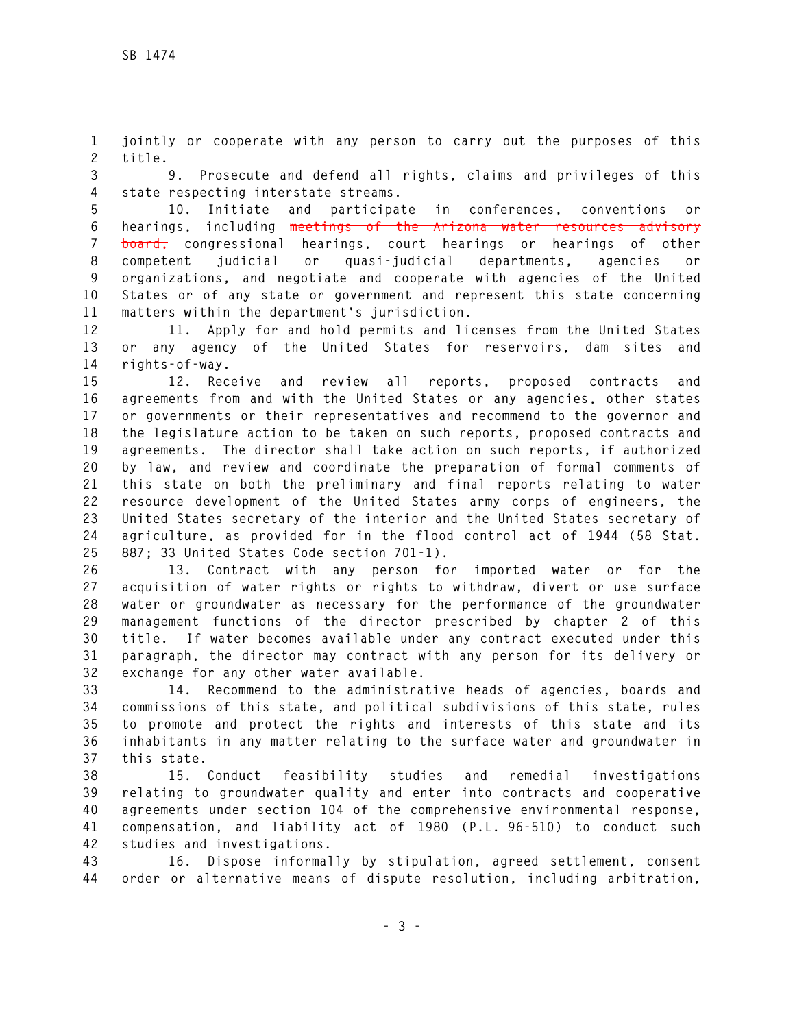jointly or cooperate with any person to carry out the purposes of this title.

9. Prosecute and defend all rights, claims and privileges of this state respecting interstate streams.

10. Initiate and participate in conferences, conventions or hearings, including ~~meetings of the Arizona water resources advisory board,~~ congressional hearings, court hearings or hearings of other competent judicial or quasi-judicial departments, agencies or organizations, and negotiate and cooperate with agencies of the United States or of any state or government and represent this state concerning matters within the department's jurisdiction.

11. Apply for and hold permits and licenses from the United States or any agency of the United States for reservoirs, dam sites and rights-of-way.

12. Receive and review all reports, proposed contracts and agreements from and with the United States or any agencies, other states or governments or their representatives and recommend to the governor and the legislature action to be taken on such reports, proposed contracts and agreements. The director shall take action on such reports, if authorized by law, and review and coordinate the preparation of formal comments of this state on both the preliminary and final reports relating to water resource development of the United States army corps of engineers, the United States secretary of the interior and the United States secretary of agriculture, as provided for in the flood control act of 1944 (58 Stat. 887; 33 United States Code section 701-1).

13. Contract with any person for imported water or for the acquisition of water rights or rights to withdraw, divert or use surface water or groundwater as necessary for the performance of the groundwater management functions of the director prescribed by chapter 2 of this title. If water becomes available under any contract executed under this paragraph, the director may contract with any person for its delivery or exchange for any other water available.

14. Recommend to the administrative heads of agencies, boards and commissions of this state, and political subdivisions of this state, rules to promote and protect the rights and interests of this state and its inhabitants in any matter relating to the surface water and groundwater in this state.

15. Conduct feasibility studies and remedial investigations relating to groundwater quality and enter into contracts and cooperative agreements under section 104 of the comprehensive environmental response, compensation, and liability act of 1980 (P.L. 96-510) to conduct such studies and investigations.

16. Dispose informally by stipulation, agreed settlement, consent order or alternative means of dispute resolution, including arbitration,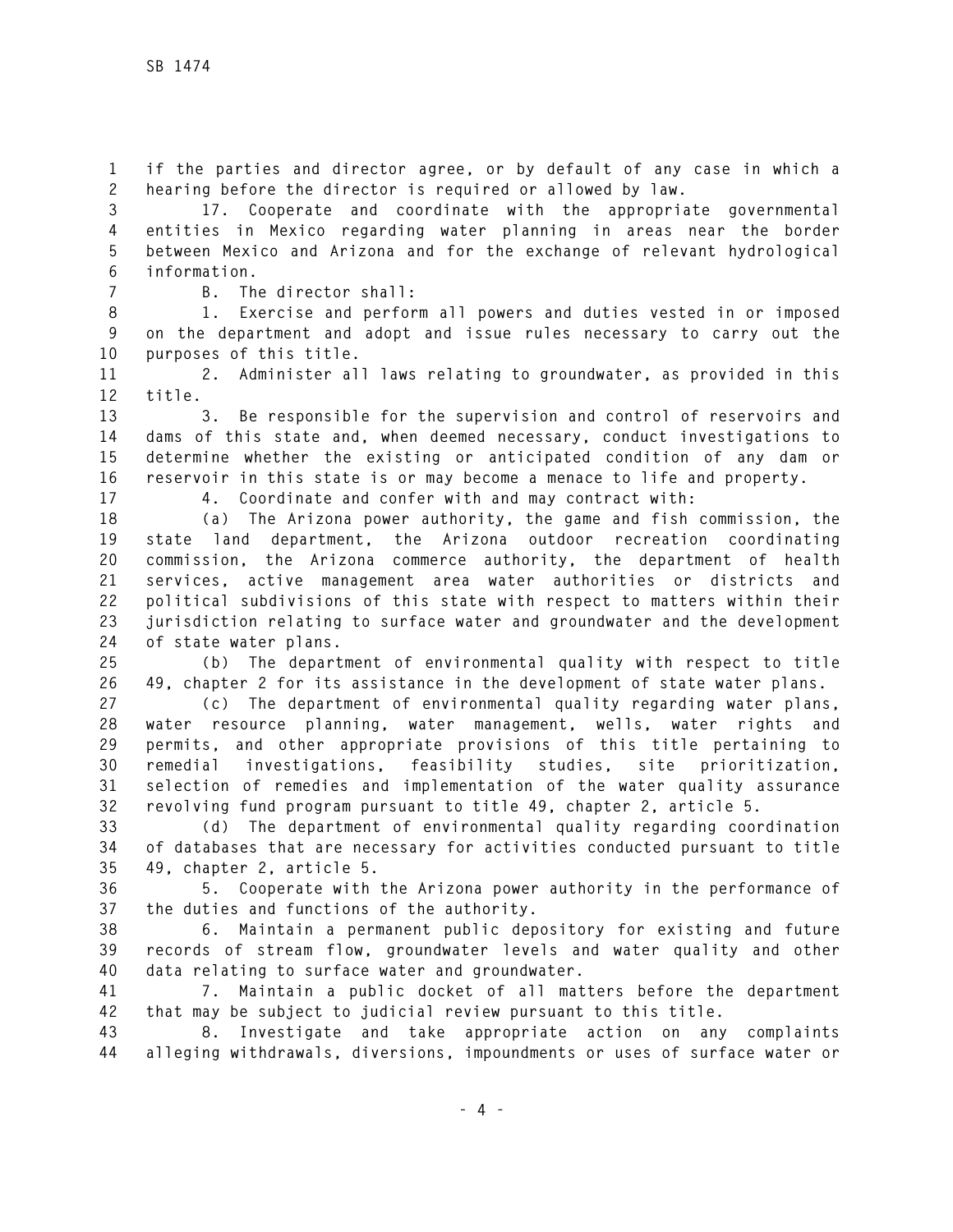if the parties and director agree, or by default of any case in which a hearing before the director is required or allowed by law.

17. Cooperate and coordinate with the appropriate governmental entities in Mexico regarding water planning in areas near the border between Mexico and Arizona and for the exchange of relevant hydrological information.

B. The director shall:

1. Exercise and perform all powers and duties vested in or imposed on the department and adopt and issue rules necessary to carry out the purposes of this title.

2. Administer all laws relating to groundwater, as provided in this title.

3. Be responsible for the supervision and control of reservoirs and dams of this state and, when deemed necessary, conduct investigations to determine whether the existing or anticipated condition of any dam or reservoir in this state is or may become a menace to life and property.

4. Coordinate and confer with and may contract with:

(a) The Arizona power authority, the game and fish commission, the state land department, the Arizona outdoor recreation coordinating commission, the Arizona commerce authority, the department of health services, active management area water authorities or districts and political subdivisions of this state with respect to matters within their jurisdiction relating to surface water and groundwater and the development of state water plans.

(b) The department of environmental quality with respect to title 49, chapter 2 for its assistance in the development of state water plans.

(c) The department of environmental quality regarding water plans, water resource planning, water management, wells, water rights and permits, and other appropriate provisions of this title pertaining to remedial investigations, feasibility studies, site prioritization, selection of remedies and implementation of the water quality assurance revolving fund program pursuant to title 49, chapter 2, article 5.

(d) The department of environmental quality regarding coordination of databases that are necessary for activities conducted pursuant to title 49, chapter 2, article 5.

5. Cooperate with the Arizona power authority in the performance of the duties and functions of the authority.

6. Maintain a permanent public depository for existing and future records of stream flow, groundwater levels and water quality and other data relating to surface water and groundwater.

7. Maintain a public docket of all matters before the department that may be subject to judicial review pursuant to this title.

8. Investigate and take appropriate action on any complaints alleging withdrawals, diversions, impoundments or uses of surface water or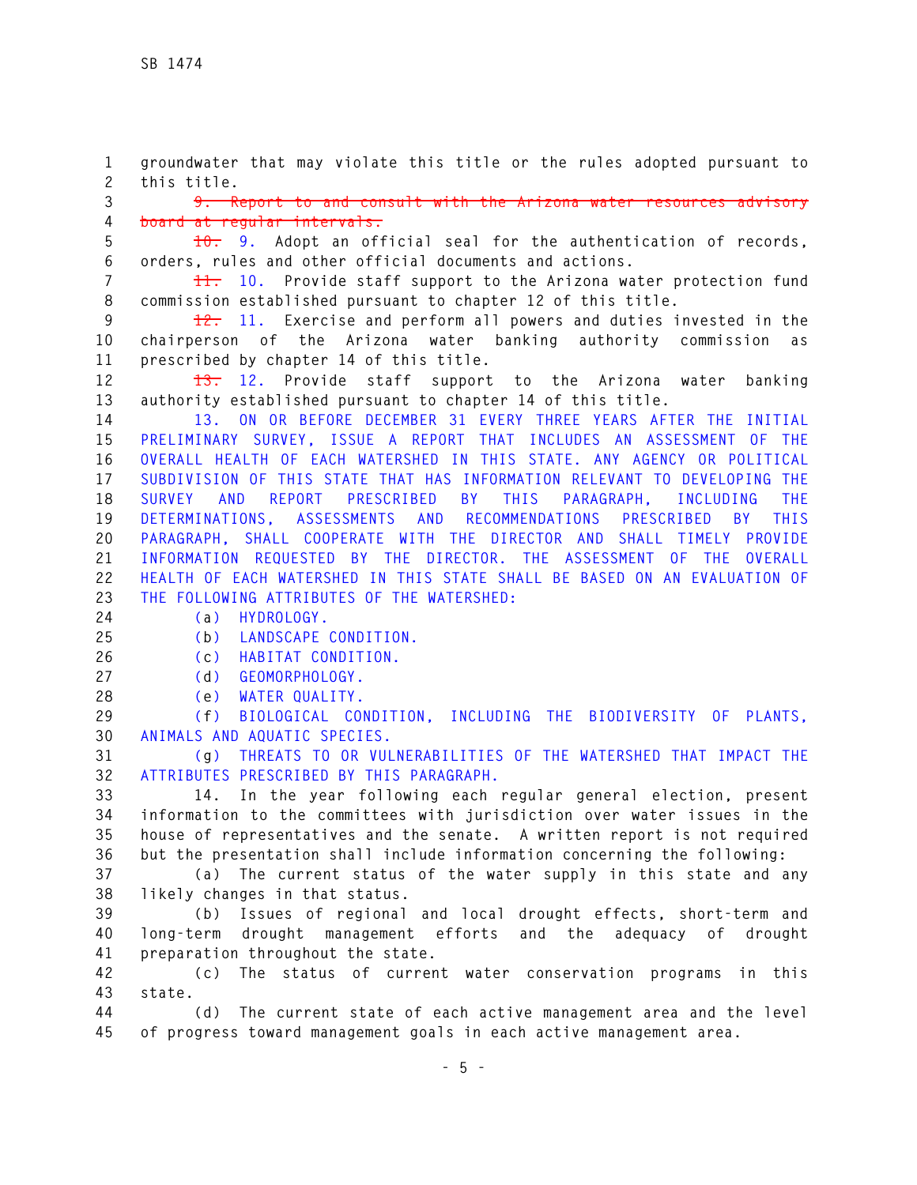groundwater that may violate this title or the rules adopted pursuant to this title.

~~9. Report to and consult with the Arizona water resources advisory board at regular intervals.~~

~~10.~~ 9. Adopt an official seal for the authentication of records, orders, rules and other official documents and actions.

~~11.~~ 10. Provide staff support to the Arizona water protection fund commission established pursuant to chapter 12 of this title.

~~12.~~ 11. Exercise and perform all powers and duties invested in the chairperson of the Arizona water banking authority commission as prescribed by chapter 14 of this title.

~~13.~~ 12. Provide staff support to the Arizona water banking authority established pursuant to chapter 14 of this title.

13. ON OR BEFORE DECEMBER 31 EVERY THREE YEARS AFTER THE INITIAL PRELIMINARY SURVEY, ISSUE A REPORT THAT INCLUDES AN ASSESSMENT OF THE OVERALL HEALTH OF EACH WATERSHED IN THIS STATE. ANY AGENCY OR POLITICAL SUBDIVISION OF THIS STATE THAT HAS INFORMATION RELEVANT TO DEVELOPING THE SURVEY AND REPORT PRESCRIBED BY THIS PARAGRAPH, INCLUDING THE DETERMINATIONS, ASSESSMENTS AND RECOMMENDATIONS PRESCRIBED BY THIS PARAGRAPH, SHALL COOPERATE WITH THE DIRECTOR AND SHALL TIMELY PROVIDE INFORMATION REQUESTED BY THE DIRECTOR. THE ASSESSMENT OF THE OVERALL HEALTH OF EACH WATERSHED IN THIS STATE SHALL BE BASED ON AN EVALUATION OF THE FOLLOWING ATTRIBUTES OF THE WATERSHED:

(a) HYDROLOGY.

(b) LANDSCAPE CONDITION.

(c) HABITAT CONDITION.

(d) GEOMORPHOLOGY.

(e) WATER QUALITY.

(f) BIOLOGICAL CONDITION, INCLUDING THE BIODIVERSITY OF PLANTS, ANIMALS AND AQUATIC SPECIES.

(g) THREATS TO OR VULNERABILITIES OF THE WATERSHED THAT IMPACT THE ATTRIBUTES PRESCRIBED BY THIS PARAGRAPH.

14. In the year following each regular general election, present information to the committees with jurisdiction over water issues in the house of representatives and the senate. A written report is not required but the presentation shall include information concerning the following:

(a) The current status of the water supply in this state and any likely changes in that status.

(b) Issues of regional and local drought effects, short-term and long-term drought management efforts and the adequacy of drought preparation throughout the state.

(c) The status of current water conservation programs in this state.

(d) The current state of each active management area and the level of progress toward management goals in each active management area.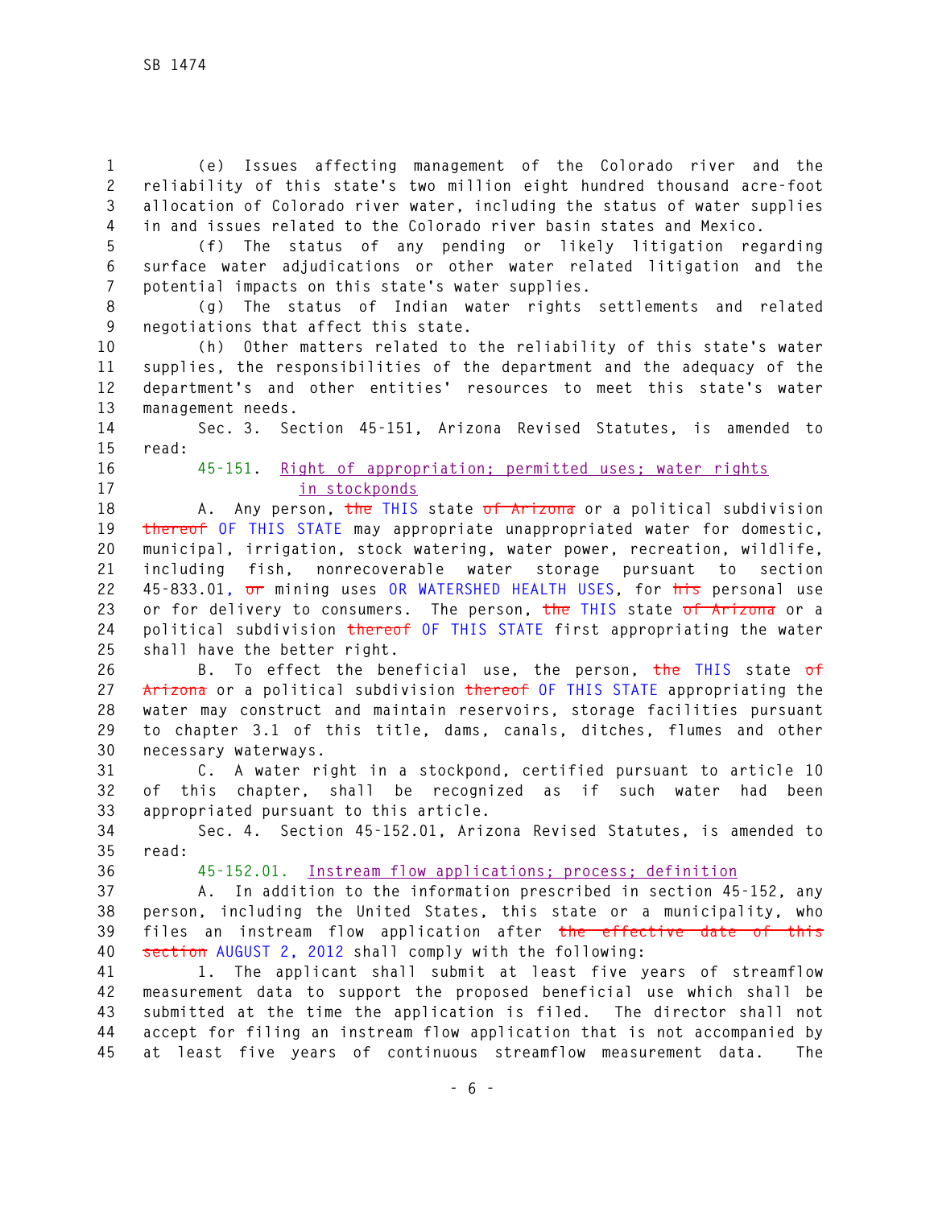(e) Issues affecting management of the Colorado river and the reliability of this state's two million eight hundred thousand acre-foot allocation of Colorado river water, including the status of water supplies in and issues related to the Colorado river basin states and Mexico.

(f) The status of any pending or likely litigation regarding surface water adjudications or other water related litigation and the potential impacts on this state's water supplies.

(g) The status of Indian water rights settlements and related negotiations that affect this state.

(h) Other matters related to the reliability of this state's water supplies, the responsibilities of the department and the adequacy of the department's and other entities' resources to meet this state's water management needs.

Sec. 3. Section 45-151, Arizona Revised Statutes, is amended to read:

45-151. Right of appropriation; permitted uses; water rights in stockponds

A. Any person, ~~the~~ THIS state ~~of Arizona~~ or a political subdivision ~~thereof~~ OF THIS STATE may appropriate unappropriated water for domestic, municipal, irrigation, stock watering, water power, recreation, wildlife, including fish, nonrecoverable water storage pursuant to section 45-833.01, ~~or~~ mining uses OR WATERSHED HEALTH USES, for ~~his~~ personal use or for delivery to consumers. The person, ~~the~~ THIS state ~~of Arizona~~ or a political subdivision ~~thereof~~ OF THIS STATE first appropriating the water shall have the better right.

B. To effect the beneficial use, the person, ~~the~~ THIS state ~~of Arizona~~ or a political subdivision ~~thereof~~ OF THIS STATE appropriating the water may construct and maintain reservoirs, storage facilities pursuant to chapter 3.1 of this title, dams, canals, ditches, flumes and other necessary waterways.

C. A water right in a stockpond, certified pursuant to article 10 of this chapter, shall be recognized as if such water had been appropriated pursuant to this article.

Sec. 4. Section 45-152.01, Arizona Revised Statutes, is amended to read:

45-152.01. Instream flow applications; process; definition

A. In addition to the information prescribed in section 45-152, any person, including the United States, this state or a municipality, who files an instream flow application after ~~the effective date of this section~~ AUGUST 2, 2012 shall comply with the following:

1. The applicant shall submit at least five years of streamflow measurement data to support the proposed beneficial use which shall be submitted at the time the application is filed. The director shall not accept for filing an instream flow application that is not accompanied by at least five years of continuous streamflow measurement data. The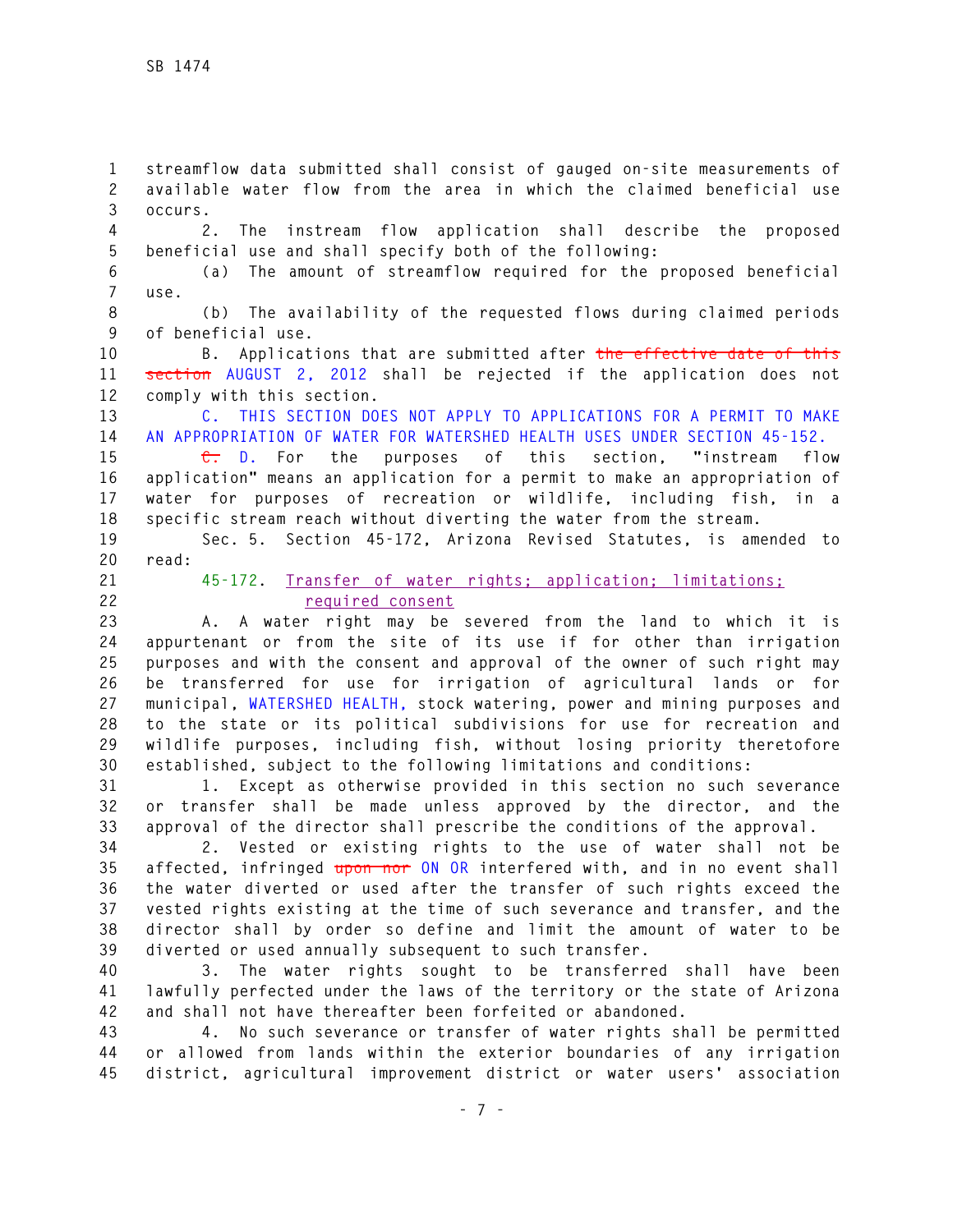streamflow data submitted shall consist of gauged on-site measurements of available water flow from the area in which the claimed beneficial use occurs.

2. The instream flow application shall describe the proposed beneficial use and shall specify both of the following:

(a) The amount of streamflow required for the proposed beneficial use.

(b) The availability of the requested flows during claimed periods of beneficial use.

B. Applications that are submitted after ~~the effective date of this section~~ AUGUST 2, 2012 shall be rejected if the application does not comply with this section.

C. THIS SECTION DOES NOT APPLY TO APPLICATIONS FOR A PERMIT TO MAKE AN APPROPRIATION OF WATER FOR WATERSHED HEALTH USES UNDER SECTION 45-152.

~~C.~~ D. For the purposes of this section, "instream flow application" means an application for a permit to make an appropriation of water for purposes of recreation or wildlife, including fish, in a specific stream reach without diverting the water from the stream.

Sec. 5. Section 45-172, Arizona Revised Statutes, is amended to read:

45-172. Transfer of water rights; application; limitations; required consent

A. A water right may be severed from the land to which it is appurtenant or from the site of its use if for other than irrigation purposes and with the consent and approval of the owner of such right may be transferred for use for irrigation of agricultural lands or for municipal, WATERSHED HEALTH, stock watering, power and mining purposes and to the state or its political subdivisions for use for recreation and wildlife purposes, including fish, without losing priority theretofore established, subject to the following limitations and conditions:

1. Except as otherwise provided in this section no such severance or transfer shall be made unless approved by the director, and the approval of the director shall prescribe the conditions of the approval.

2. Vested or existing rights to the use of water shall not be affected, infringed ~~upon nor~~ ON OR interfered with, and in no event shall the water diverted or used after the transfer of such rights exceed the vested rights existing at the time of such severance and transfer, and the director shall by order so define and limit the amount of water to be diverted or used annually subsequent to such transfer.

3. The water rights sought to be transferred shall have been lawfully perfected under the laws of the territory or the state of Arizona and shall not have thereafter been forfeited or abandoned.

4. No such severance or transfer of water rights shall be permitted or allowed from lands within the exterior boundaries of any irrigation district, agricultural improvement district or water users' association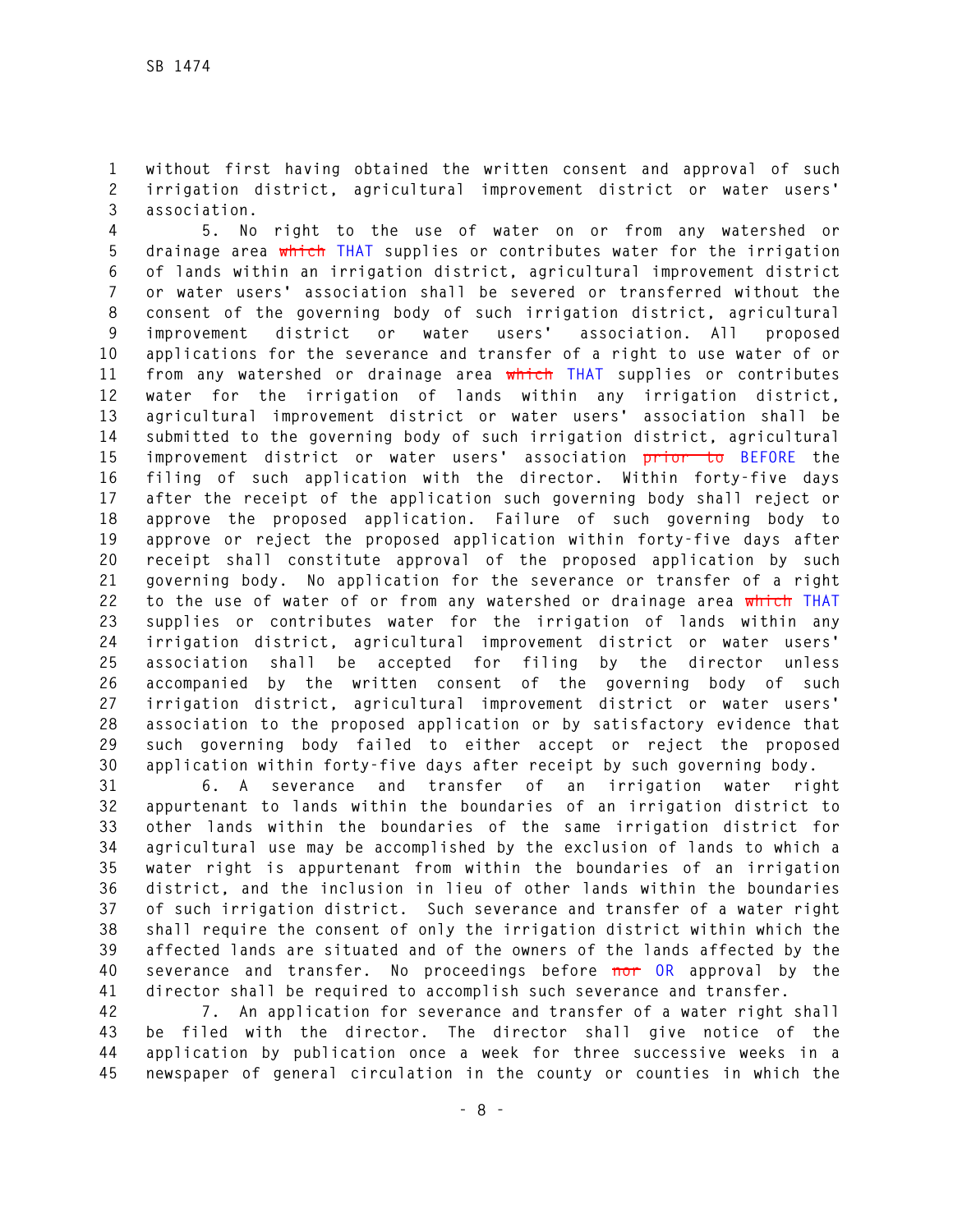without first having obtained the written consent and approval of such irrigation district, agricultural improvement district or water users' association.

5. No right to the use of water on or from any watershed or drainage area ~~which~~ THAT supplies or contributes water for the irrigation of lands within an irrigation district, agricultural improvement district or water users' association shall be severed or transferred without the consent of the governing body of such irrigation district, agricultural improvement district or water users' association. All proposed applications for the severance and transfer of a right to use water of or from any watershed or drainage area ~~which~~ THAT supplies or contributes water for the irrigation of lands within any irrigation district, agricultural improvement district or water users' association shall be submitted to the governing body of such irrigation district, agricultural improvement district or water users' association ~~prior to~~ BEFORE the filing of such application with the director. Within forty-five days after the receipt of the application such governing body shall reject or approve the proposed application. Failure of such governing body to approve or reject the proposed application within forty-five days after receipt shall constitute approval of the proposed application by such governing body. No application for the severance or transfer of a right to the use of water of or from any watershed or drainage area ~~which~~ THAT supplies or contributes water for the irrigation of lands within any irrigation district, agricultural improvement district or water users' association shall be accepted for filing by the director unless accompanied by the written consent of the governing body of such irrigation district, agricultural improvement district or water users' association to the proposed application or by satisfactory evidence that such governing body failed to either accept or reject the proposed application within forty-five days after receipt by such governing body.

6. A severance and transfer of an irrigation water right appurtenant to lands within the boundaries of an irrigation district to other lands within the boundaries of the same irrigation district for agricultural use may be accomplished by the exclusion of lands to which a water right is appurtenant from within the boundaries of an irrigation district, and the inclusion in lieu of other lands within the boundaries of such irrigation district. Such severance and transfer of a water right shall require the consent of only the irrigation district within which the affected lands are situated and of the owners of the lands affected by the severance and transfer. No proceedings before ~~nor~~ OR approval by the director shall be required to accomplish such severance and transfer.

7. An application for severance and transfer of a water right shall be filed with the director. The director shall give notice of the application by publication once a week for three successive weeks in a newspaper of general circulation in the county or counties in which the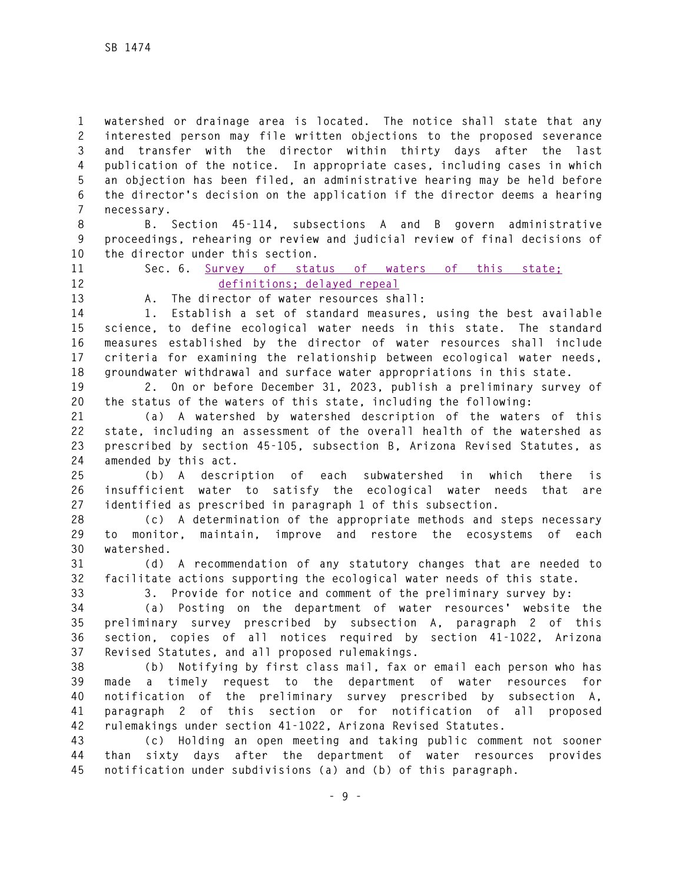watershed or drainage area is located. The notice shall state that any interested person may file written objections to the proposed severance and transfer with the director within thirty days after the last publication of the notice. In appropriate cases, including cases in which an objection has been filed, an administrative hearing may be held before the director's decision on the application if the director deems a hearing necessary.

B. Section 45-114, subsections A and B govern administrative proceedings, rehearing or review and judicial review of final decisions of the director under this section.

Sec. 6. Survey of status of waters of this state; definitions; delayed repeal

A. The director of water resources shall:

1. Establish a set of standard measures, using the best available science, to define ecological water needs in this state. The standard measures established by the director of water resources shall include criteria for examining the relationship between ecological water needs, groundwater withdrawal and surface water appropriations in this state.

2. On or before December 31, 2023, publish a preliminary survey of the status of the waters of this state, including the following:

(a) A watershed by watershed description of the waters of this state, including an assessment of the overall health of the watershed as prescribed by section 45-105, subsection B, Arizona Revised Statutes, as amended by this act.

(b) A description of each subwatershed in which there is insufficient water to satisfy the ecological water needs that are identified as prescribed in paragraph 1 of this subsection.

(c) A determination of the appropriate methods and steps necessary to monitor, maintain, improve and restore the ecosystems of each watershed.

(d) A recommendation of any statutory changes that are needed to facilitate actions supporting the ecological water needs of this state.

3. Provide for notice and comment of the preliminary survey by:

(a) Posting on the department of water resources' website the preliminary survey prescribed by subsection A, paragraph 2 of this section, copies of all notices required by section 41-1022, Arizona Revised Statutes, and all proposed rulemakings.

(b) Notifying by first class mail, fax or email each person who has made a timely request to the department of water resources for notification of the preliminary survey prescribed by subsection A, paragraph 2 of this section or for notification of all proposed rulemakings under section 41-1022, Arizona Revised Statutes.

(c) Holding an open meeting and taking public comment not sooner than sixty days after the department of water resources provides notification under subdivisions (a) and (b) of this paragraph.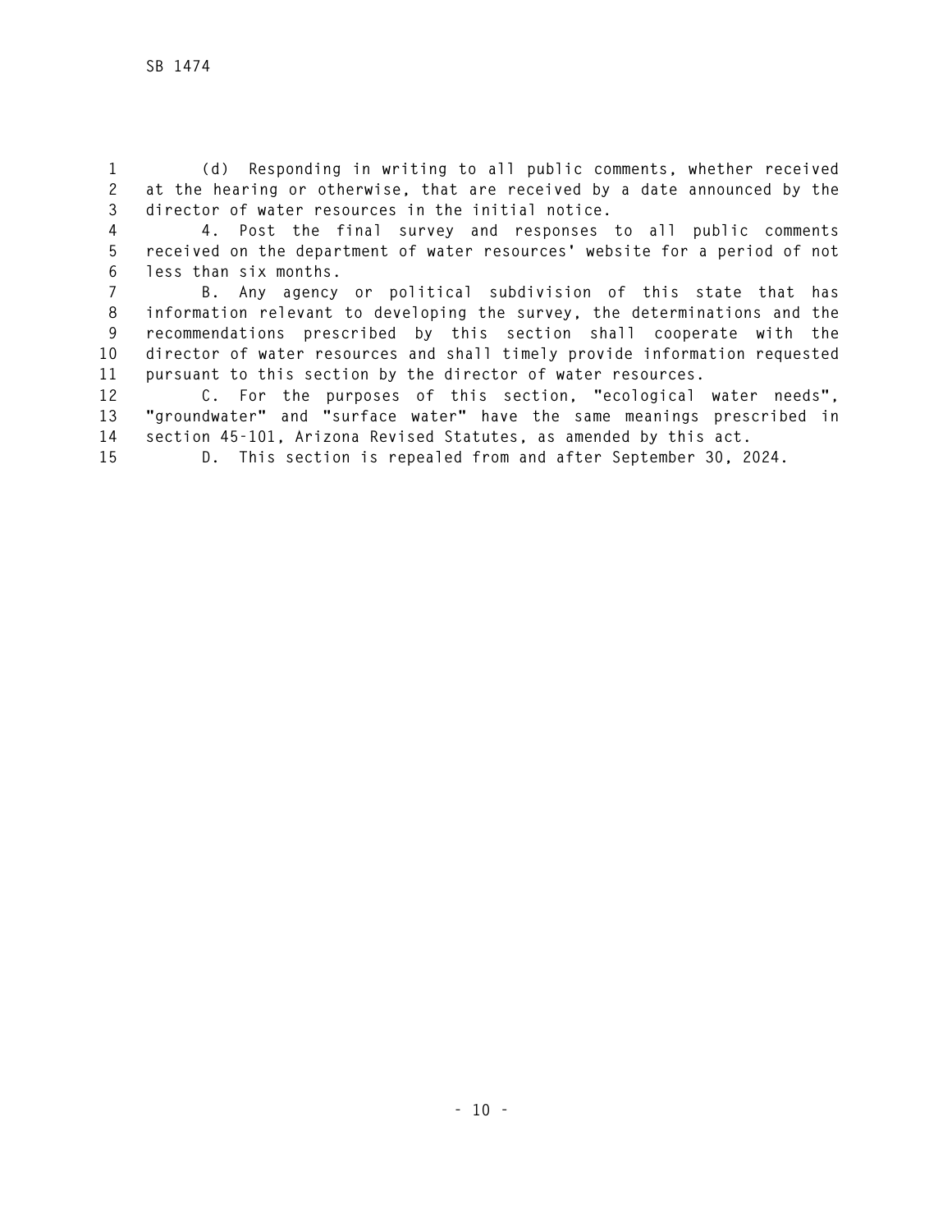(d) Responding in writing to all public comments, whether received at the hearing or otherwise, that are received by a date announced by the director of water resources in the initial notice.

4. Post the final survey and responses to all public comments received on the department of water resources' website for a period of not less than six months.

B. Any agency or political subdivision of this state that has information relevant to developing the survey, the determinations and the recommendations prescribed by this section shall cooperate with the director of water resources and shall timely provide information requested pursuant to this section by the director of water resources.

C. For the purposes of this section, "ecological water needs", "groundwater" and "surface water" have the same meanings prescribed in section 45-101, Arizona Revised Statutes, as amended by this act.

D. This section is repealed from and after September 30, 2024.